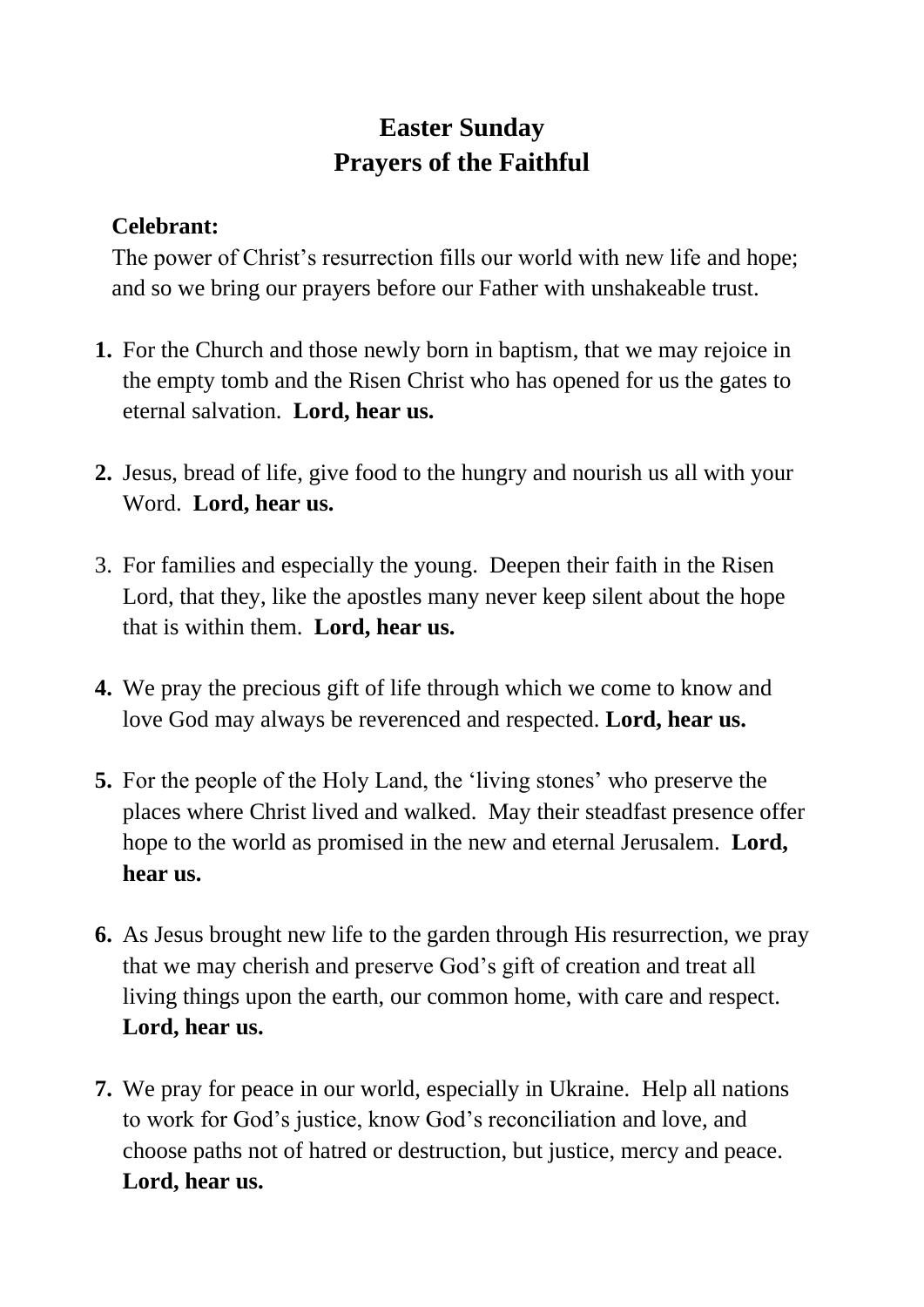# Easter Sunday
# Prayers of the Faithful

**Celebrant:**
The power of Christ's resurrection fills our world with new life and hope; and so we bring our prayers before our Father with unshakeable trust.

1. For the Church and those newly born in baptism, that we may rejoice in the empty tomb and the Risen Christ who has opened for us the gates to eternal salvation. **Lord, hear us.**

2. Jesus, bread of life, give food to the hungry and nourish us all with your Word. **Lord, hear us.**

3. For families and especially the young. Deepen their faith in the Risen Lord, that they, like the apostles many never keep silent about the hope that is within them. **Lord, hear us.**

4. We pray the precious gift of life through which we come to know and love God may always be reverenced and respected. **Lord, hear us.**

5. For the people of the Holy Land, the 'living stones' who preserve the places where Christ lived and walked. May their steadfast presence offer hope to the world as promised in the new and eternal Jerusalem. **Lord, hear us.**

6. As Jesus brought new life to the garden through His resurrection, we pray that we may cherish and preserve God's gift of creation and treat all living things upon the earth, our common home, with care and respect. **Lord, hear us.**

7. We pray for peace in our world, especially in Ukraine. Help all nations to work for God's justice, know God's reconciliation and love, and choose paths not of hatred or destruction, but justice, mercy and peace. **Lord, hear us.**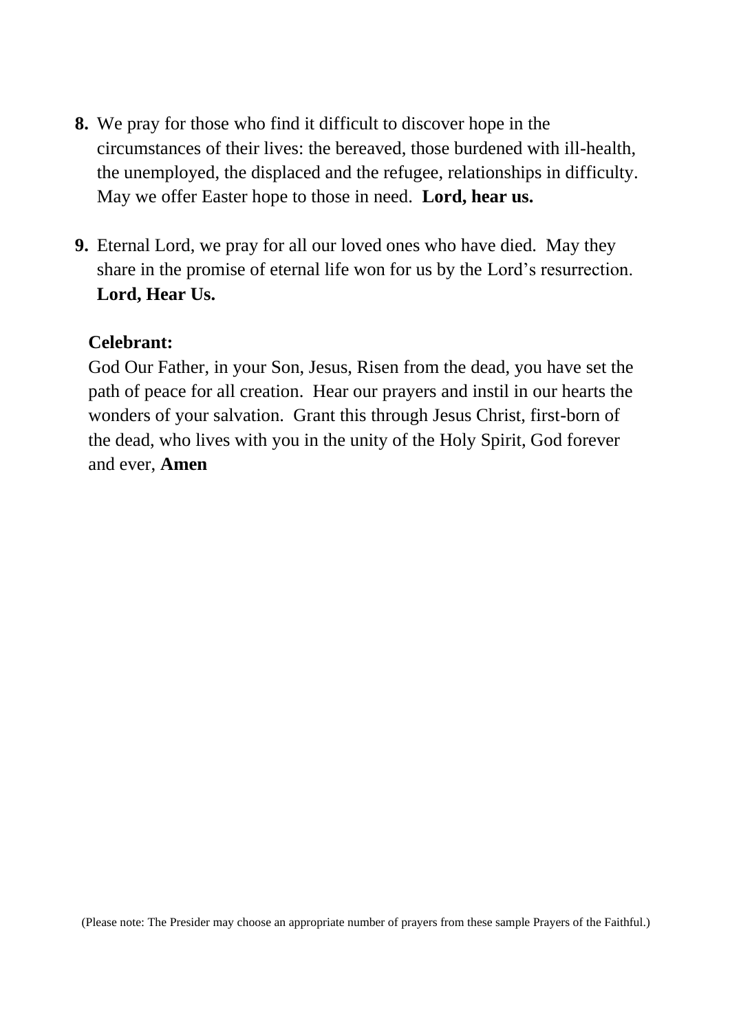8. We pray for those who find it difficult to discover hope in the circumstances of their lives: the bereaved, those burdened with ill-health, the unemployed, the displaced and the refugee, relationships in difficulty. May we offer Easter hope to those in need. **Lord, hear us.**

9. Eternal Lord, we pray for all our loved ones who have died. May they share in the promise of eternal life won for us by the Lord's resurrection. **Lord, Hear Us.**

**Celebrant:**
God Our Father, in your Son, Jesus, Risen from the dead, you have set the path of peace for all creation. Hear our prayers and instil in our hearts the wonders of your salvation. Grant this through Jesus Christ, first-born of the dead, who lives with you in the unity of the Holy Spirit, God forever and ever, **Amen**

(Please note: The Presider may choose an appropriate number of prayers from these sample Prayers of the Faithful.)